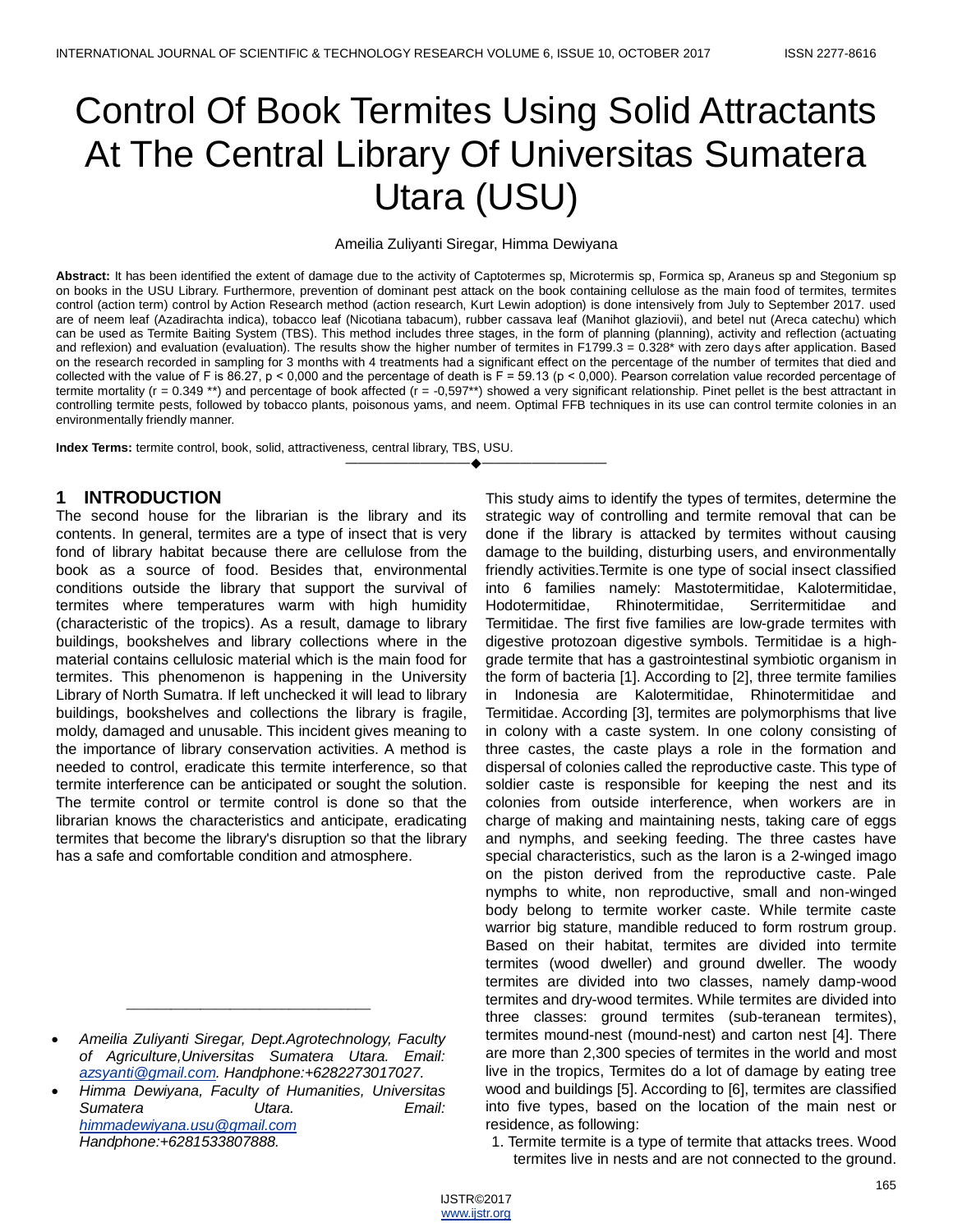# Control Of Book Termites Using Solid Attractants At The Central Library Of Universitas Sumatera Utara (USU)

Ameilia Zuliyanti Siregar, Himma Dewiyana

**Abstract:** It has been identified the extent of damage due to the activity of Captotermes sp, Microtermis sp, Formica sp, Araneus sp and Stegonium sp on books in the USU Library. Furthermore, prevention of dominant pest attack on the book containing cellulose as the main food of termites, termites control (action term) control by Action Research method (action research, Kurt Lewin adoption) is done intensively from July to September 2017. used are of neem leaf (Azadirachta indica), tobacco leaf (Nicotiana tabacum), rubber cassava leaf (Manihot glaziovii), and betel nut (Areca catechu) which can be used as Termite Baiting System (TBS). This method includes three stages, in the form of planning (planning), activity and reflection (actuating and reflexion) and evaluation (evaluation). The results show the higher number of termites in F1799.3 = 0.328* with zero days after application. Based on the research recorded in sampling for 3 months with 4 treatments had a significant effect on the percentage of the number of termites that died and collected with the value of F is 86.27, p < 0,000 and the percentage of death is F = 59.13 (p < 0,000). Pearson correlation value recorded percentage of termite mortality (r = 0.349 **) and percentage of book affected (r = -0,597**) showed a very significant relationship. Pinet pellet is the best attractant in controlling termite pests, followed by tobacco plants, poisonous yams, and neem. Optimal FFB techniques in its use can control termite colonies in an environmentally friendly manner.

**Index Terms:** termite control, book, solid, attractiveness, central library, TBS, USU.

---

## 1 INTRODUCTION

The second house for the librarian is the library and its contents. In general, termites are a type of insect that is very fond of library habitat because there are cellulose from the book as a source of food. Besides that, environmental conditions outside the library that support the survival of termites where temperatures warm with high humidity (characteristic of the tropics). As a result, damage to library buildings, bookshelves and library collections where in the material contains cellulosic material which is the main food for termites. This phenomenon is happening in the University Library of North Sumatra. If left unchecked it will lead to library buildings, bookshelves and collections the library is fragile, moldy, damaged and unusable. This incident gives meaning to the importance of library conservation activities. A method is needed to control, eradicate this termite interference, so that termite interference can be anticipated or sought the solution. The termite control or termite control is done so that the librarian knows the characteristics and anticipate, eradicating termites that become the library's disruption so that the library has a safe and comfortable condition and atmosphere.

This study aims to identify the types of termites, determine the strategic way of controlling and termite removal that can be done if the library is attacked by termites without causing damage to the building, disturbing users, and environmentally friendly activities.Termite is one type of social insect classified into 6 families namely: Mastotermitidae, Kalotermitidae, Hodotermitidae, Rhinotermitidae, Serritermitidae and Termitidae. The first five families are low-grade termites with digestive protozoan digestive symbols. Termitidae is a high-grade termite that has a gastrointestinal symbiotic organism in the form of bacteria [1]. According to [2], three termite families in Indonesia are Kalotermitidae, Rhinotermitidae and Termitidae. According [3], termites are polymorphisms that live in colony with a caste system. In one colony consisting of three castes, the caste plays a role in the formation and dispersal of colonies called the reproductive caste. This type of soldier caste is responsible for keeping the nest and its colonies from outside interference, when workers are in charge of making and maintaining nests, taking care of eggs and nymphs, and seeking feeding. The three castes have special characteristics, such as the laron is a 2-winged imago on the piston derived from the reproductive caste. Pale nymphs to white, non reproductive, small and non-winged body belong to termite worker caste. While termite caste warrior big stature, mandible reduced to form rostrum group. Based on their habitat, termites are divided into termite termites (wood dweller) and ground dweller. The woody termites are divided into two classes, namely damp-wood termites and dry-wood termites. While termites are divided into three classes: ground termites (sub-teranean termites), termites mound-nest (mound-nest) and carton nest [4]. There are more than 2,300 species of termites in the world and most live in the tropics, Termites do a lot of damage by eating tree wood and buildings [5]. According to [6], termites are classified into five types, based on the location of the main nest or residence, as following:

1. Termite termite is a type of termite that attacks trees. Wood termites live in nests and are not connected to the ground.

---

- *Ameilia Zuliyanti Siregar, Dept.Agrotechnology, Faculty of Agriculture,Universitas Sumatera Utara. Email: azsyanti@gmail.com. Handphone:+6282273017027.*
- *Himma Dewiyana, Faculty of Humanities, Universitas Sumatera Utara. Email: himmadewiyana.usu@gmail.com Handphone:+6281533807888.*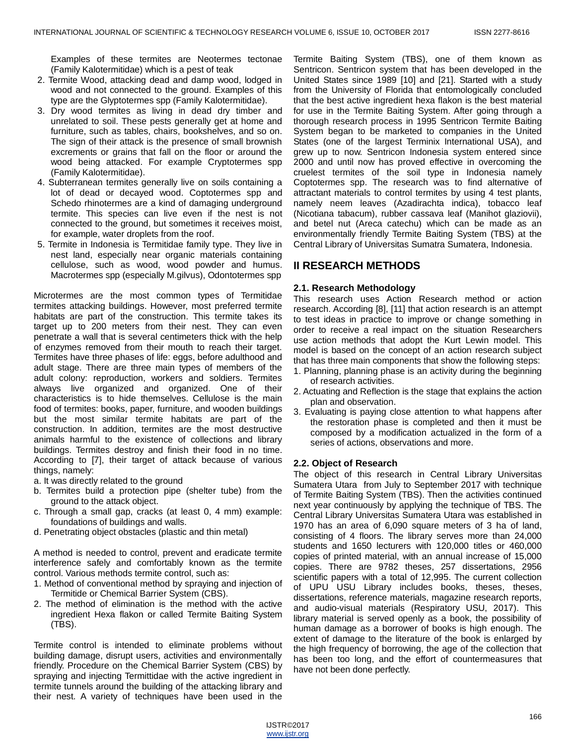Examples of these termites are Neotermes tectonae (Family Kalotermitidae) which is a pest of teak

2. Termite Wood, attacking dead and damp wood, lodged in wood and not connected to the ground. Examples of this type are the Glyptotermes spp (Family Kalotermitidae).
3. Dry wood termites as living in dead dry timber and unrelated to soil. These pests generally get at home and furniture, such as tables, chairs, bookshelves, and so on. The sign of their attack is the presence of small brownish excrements or grains that fall on the floor or around the wood being attacked. For example Cryptotermes spp (Family Kalotermitidae).
4. Subterranean termites generally live on soils containing a lot of dead or decayed wood. Coptotermes spp and Schedo rhinotermes are a kind of damaging underground termite. This species can live even if the nest is not connected to the ground, but sometimes it receives moist, for example, water droplets from the roof.
5. Termite in Indonesia is Termitidae family type. They live in nest land, especially near organic materials containing cellulose, such as wood, wood powder and humus. Macrotermes spp (especially M.gilvus), Odontotermes spp

Microtermes are the most common types of Termitidae termites attacking buildings. However, most preferred termite habitats are part of the construction. This termite takes its target up to 200 meters from their nest. They can even penetrate a wall that is several centimeters thick with the help of enzymes removed from their mouth to reach their target. Termites have three phases of life: eggs, before adulthood and adult stage. There are three main types of members of the adult colony: reproduction, workers and soldiers. Termites always live organized and organized. One of their characteristics is to hide themselves. Cellulose is the main food of termites: books, paper, furniture, and wooden buildings but the most similar termite habitats are part of the construction. In addition, termites are the most destructive animals harmful to the existence of collections and library buildings. Termites destroy and finish their food in no time. According to [7], their target of attack because of various things, namely:

a. It was directly related to the ground
b. Termites build a protection pipe (shelter tube) from the ground to the attack object.
c. Through a small gap, cracks (at least 0, 4 mm) example: foundations of buildings and walls.
d. Penetrating object obstacles (plastic and thin metal)

A method is needed to control, prevent and eradicate termite interference safely and comfortably known as the termite control. Various methods termite control, such as:

1. Method of conventional method by spraying and injection of Termitide or Chemical Barrier System (CBS).
2. The method of elimination is the method with the active ingredient Hexa flakon or called Termite Baiting System (TBS).

Termite control is intended to eliminate problems without building damage, disrupt users, activities and environmentally friendly. Procedure on the Chemical Barrier System (CBS) by spraying and injecting Termittidae with the active ingredient in termite tunnels around the building of the attacking library and their nest. A variety of techniques have been used in the Termite Baiting System (TBS), one of them known as Sentricon. Sentricon system that has been developed in the United States since 1989 [10] and [21]. Started with a study from the University of Florida that entomologically concluded that the best active ingredient hexa flakon is the best material for use in the Termite Baiting System. After going through a thorough research process in 1995 Sentricon Termite Baiting System began to be marketed to companies in the United States (one of the largest Terminix International USA), and grew up to now. Sentricon Indonesia system entered since 2000 and until now has proved effective in overcoming the cruelest termites of the soil type in Indonesia namely Coptotermes spp. The research was to find alternative of attractant materials to control termites by using 4 test plants, namely neem leaves (Azadirachta indica), tobacco leaf (Nicotiana tabacum), rubber cassava leaf (Manihot glaziovii), and betel nut (Areca catechu) which can be made as an environmentally friendly Termite Baiting System (TBS) at the Central Library of Universitas Sumatra Sumatera, Indonesia.

## II RESEARCH METHODS

### 2.1. Research Methodology

This research uses Action Research method or action research. According [8], [11] that action research is an attempt to test ideas in practice to improve or change something in order to receive a real impact on the situation Researchers use action methods that adopt the Kurt Lewin model. This model is based on the concept of an action research subject that has three main components that show the following steps:

1. Planning, planning phase is an activity during the beginning of research activities.
2. Actuating and Reflection is the stage that explains the action plan and observation.
3. Evaluating is paying close attention to what happens after the restoration phase is completed and then it must be composed by a modification actualized in the form of a series of actions, observations and more.

### 2.2. Object of Research

The object of this research in Central Library Universitas Sumatera Utara from July to September 2017 with technique of Termite Baiting System (TBS). Then the activities continued next year continuously by applying the technique of TBS. The Central Library Universitas Sumatera Utara was established in 1970 has an area of 6,090 square meters of 3 ha of land, consisting of 4 floors. The library serves more than 24,000 students and 1650 lecturers with 120,000 titles or 460,000 copies of printed material, with an annual increase of 15,000 copies. There are 9782 theses, 257 dissertations, 2956 scientific papers with a total of 12,995. The current collection of UPU USU Library includes books, theses, theses, dissertations, reference materials, magazine research reports, and audio-visual materials (Respiratory USU, 2017). This library material is served openly as a book, the possibility of human damage as a borrower of books is high enough. The extent of damage to the literature of the book is enlarged by the high frequency of borrowing, the age of the collection that has been too long, and the effort of countermeasures that have not been done perfectly.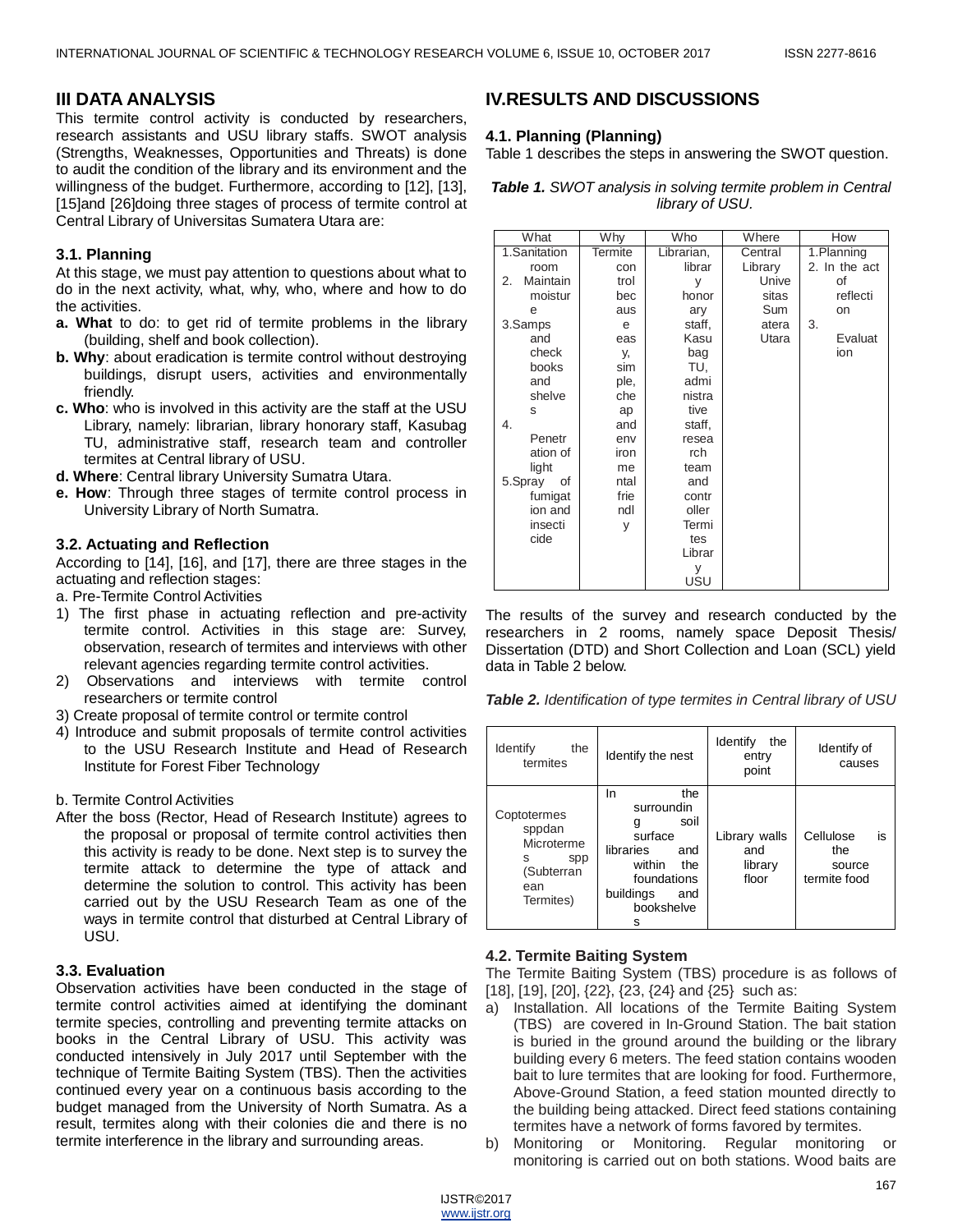## III DATA ANALYSIS

This termite control activity is conducted by researchers, research assistants and USU library staffs. SWOT analysis (Strengths, Weaknesses, Opportunities and Threats) is done to audit the condition of the library and its environment and the willingness of the budget. Furthermore, according to [12], [13], [15]and [26]doing three stages of process of termite control at Central Library of Universitas Sumatera Utara are:

### 3.1. Planning

At this stage, we must pay attention to questions about what to do in the next activity, what, why, who, where and how to do the activities.

**a. What** to do: to get rid of termite problems in the library (building, shelf and book collection).

**b. Why**: about eradication is termite control without destroying buildings, disrupt users, activities and environmentally friendly.

**c. Who**: who is involved in this activity are the staff at the USU Library, namely: librarian, library honorary staff, Kasubag TU, administrative staff, research team and controller termites at Central library of USU.

**d. Where**: Central library University Sumatra Utara.

**e. How**: Through three stages of termite control process in University Library of North Sumatra.

### 3.2. Actuating and Reflection

According to [14], [16], and [17], there are three stages in the actuating and reflection stages:

a. Pre-Termite Control Activities

1) The first phase in actuating reflection and pre-activity termite control. Activities in this stage are: Survey, observation, research of termites and interviews with other relevant agencies regarding termite control activities.
2) Observations and interviews with termite control researchers or termite control
3) Create proposal of termite control or termite control
4) Introduce and submit proposals of termite control activities to the USU Research Institute and Head of Research Institute for Forest Fiber Technology

b. Termite Control Activities

After the boss (Rector, Head of Research Institute) agrees to the proposal or proposal of termite control activities then this activity is ready to be done. Next step is to survey the termite attack to determine the type of attack and determine the solution to control. This activity has been carried out by the USU Research Team as one of the ways in termite control that disturbed at Central Library of USU.

### 3.3. Evaluation

Observation activities have been conducted in the stage of termite control activities aimed at identifying the dominant termite species, controlling and preventing termite attacks on books in the Central Library of USU. This activity was conducted intensively in July 2017 until September with the technique of Termite Baiting System (TBS). Then the activities continued every year on a continuous basis according to the budget managed from the University of North Sumatra. As a result, termites along with their colonies die and there is no termite interference in the library and surrounding areas.

## IV.RESULTS AND DISCUSSIONS

### 4.1. Planning (Planning)

Table 1 describes the steps in answering the SWOT question.

***Table 1.*** *SWOT analysis in solving termite problem in Central library of USU.*

| What | Why | Who | Where | How |
|---|---|---|---|---|
| 1.Sanitation room<br>2. Maintain moisture<br>3.Samps and check books and shelves<br>4. Penetration of light<br>5.Spray of fumigation and insecticide | Termite control because easy, simple, cheap and environmental friendly | Librarian, library honorary staff, Kasubag TU, administrative staff, research team and controller Termites Library USU | Central Library Universitas Sumatera Utara | 1.Planning<br>2. In the act of reflection<br>3. Evaluation |

The results of the survey and research conducted by the researchers in 2 rooms, namely space Deposit Thesis/ Dissertation (DTD) and Short Collection and Loan (SCL) yield data in Table 2 below.

***Table 2.*** *Identification of type termites in Central library of USU*

| Identify the termites | Identify the nest | Identify the entry point | Identify of causes |
|---|---|---|---|
| Coptotermes sppdan Microtermes spp (Subterranean Termites) | In the surrounding soil surface libraries and within the foundations buildings and bookshelves | Library walls and library floor | Cellulose is the source termite food |

### 4.2. Termite Baiting System

The Termite Baiting System (TBS) procedure is as follows of [18], [19], [20], {22}, {23, {24} and {25} such as:

a) Installation. All locations of the Termite Baiting System (TBS) are covered in In-Ground Station. The bait station is buried in the ground around the building or the library building every 6 meters. The feed station contains wooden bait to lure termites that are looking for food. Furthermore, Above-Ground Station, a feed station mounted directly to the building being attacked. Direct feed stations containing termites have a network of forms favored by termites.
b) Monitoring or Monitoring. Regular monitoring or monitoring is carried out on both stations. Wood baits are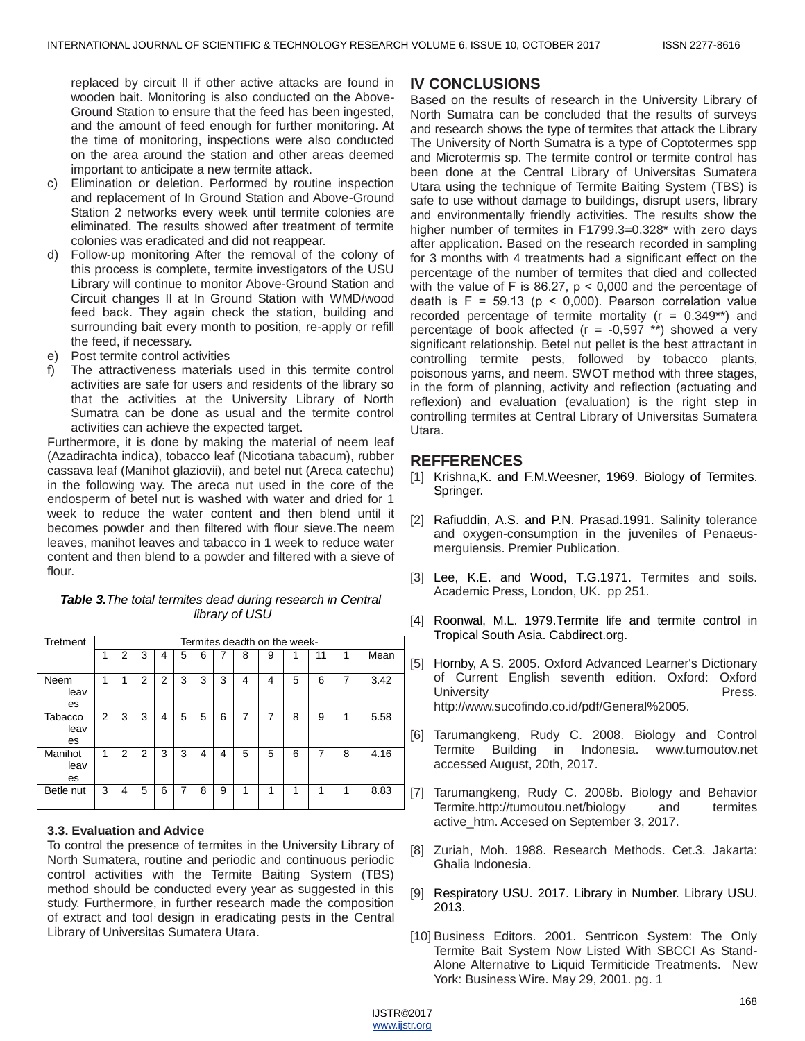replaced by circuit II if other active attacks are found in wooden bait. Monitoring is also conducted on the Above-Ground Station to ensure that the feed has been ingested, and the amount of feed enough for further monitoring. At the time of monitoring, inspections were also conducted on the area around the station and other areas deemed important to anticipate a new termite attack.

c) Elimination or deletion. Performed by routine inspection and replacement of In Ground Station and Above-Ground Station 2 networks every week until termite colonies are eliminated. The results showed after treatment of termite colonies was eradicated and did not reappear.
d) Follow-up monitoring After the removal of the colony of this process is complete, termite investigators of the USU Library will continue to monitor Above-Ground Station and Circuit changes II at In Ground Station with WMD/wood feed back. They again check the station, building and surrounding bait every month to position, re-apply or refill the feed, if necessary.
e) Post termite control activities
f) The attractiveness materials used in this termite control activities are safe for users and residents of the library so that the activities at the University Library of North Sumatra can be done as usual and the termite control activities can achieve the expected target.

Furthermore, it is done by making the material of neem leaf (Azadirachta indica), tobacco leaf (Nicotiana tabacum), rubber cassava leaf (Manihot glaziovii), and betel nut (Areca catechu) in the following way. The areca nut used in the core of the endosperm of betel nut is washed with water and dried for 1 week to reduce the water content and then blend until it becomes powder and then filtered with flour sieve.The neem leaves, manihot leaves and tabacco in 1 week to reduce water content and then blend to a powder and filtered with a sieve of flour.

***Table 3.****The total termites dead during research in Central library of USU*

| Tretment | Termites deadth on the week- | | | | | | | | | | | | |
|---|---|---|---|---|---|---|---|---|---|---|---|---|---|
| | 1 | 2 | 3 | 4 | 5 | 6 | 7 | 8 | 9 | 1 | 11 | 1 | Mean |
| Neem leaves | 1 | 1 | 2 | 2 | 3 | 3 | 3 | 4 | 4 | 5 | 6 | 7 | 3.42 |
| Tabacco leaves | 2 | 3 | 3 | 4 | 5 | 5 | 6 | 7 | 7 | 8 | 9 | 1 | 5.58 |
| Manihot leaves | 1 | 2 | 2 | 3 | 3 | 4 | 4 | 5 | 5 | 6 | 7 | 8 | 4.16 |
| Betle nut | 3 | 4 | 5 | 6 | 7 | 8 | 9 | 1 | 1 | 1 | 1 | 1 | 8.83 |

### 3.3. Evaluation and Advice

To control the presence of termites in the University Library of North Sumatera, routine and periodic and continuous periodic control activities with the Termite Baiting System (TBS) method should be conducted every year as suggested in this study. Furthermore, in further research made the composition of extract and tool design in eradicating pests in the Central Library of Universitas Sumatera Utara.

## IV CONCLUSIONS

Based on the results of research in the University Library of North Sumatra can be concluded that the results of surveys and research shows the type of termites that attack the Library The University of North Sumatra is a type of Coptotermes spp and Microtermis sp. The termite control or termite control has been done at the Central Library of Universitas Sumatera Utara using the technique of Termite Baiting System (TBS) is safe to use without damage to buildings, disrupt users, library and environmentally friendly activities. The results show the higher number of termites in F1799.3=0.328* with zero days after application. Based on the research recorded in sampling for 3 months with 4 treatments had a significant effect on the percentage of the number of termites that died and collected with the value of F is 86.27, $p < 0,000$ and the percentage of death is $F = 59.13$ ($p < 0,000$). Pearson correlation value recorded percentage of termite mortality ($r = 0.349$**) and percentage of book affected ($r = -0,597$ **) showed a very significant relationship. Betel nut pellet is the best attractant in controlling termite pests, followed by tobacco plants, poisonous yams, and neem. SWOT method with three stages, in the form of planning, activity and reflection (actuating and reflexion) and evaluation (evaluation) is the right step in controlling termites at Central Library of Universitas Sumatera Utara.

## REFFERENCES

[1] Krishna,K. and F.M.Weesner, 1969. Biology of Termites. Springer.

[2] Rafiuddin, A.S. and P.N. Prasad.1991. Salinity tolerance and oxygen-consumption in the juveniles of Penaeus-merguiensis. Premier Publication.

[3] Lee, K.E. and Wood, T.G.1971. Termites and soils. Academic Press, London, UK. pp 251.

[4] Roonwal, M.L. 1979.Termite life and termite control in Tropical South Asia. Cabdirect.org.

[5] Hornby, A S. 2005. Oxford Advanced Learner's Dictionary of Current English seventh edition. Oxford: Oxford University Press. http://www.sucofindo.co.id/pdf/General%2005.

[6] Tarumangkeng, Rudy C. 2008. Biology and Control Termite Building in Indonesia. www.tumoutov.net accessed August, 20th, 2017.

[7] Tarumangkeng, Rudy C. 2008b. Biology and Behavior Termite.http://tumoutou.net/biology and termites active_htm. Accesed on September 3, 2017.

[8] Zuriah, Moh. 1988. Research Methods. Cet.3. Jakarta: Ghalia Indonesia.

[9] Respiratory USU. 2017. Library in Number. Library USU. 2013.

[10] Business Editors. 2001. Sentricon System: The Only Termite Bait System Now Listed With SBCCI As Stand-Alone Alternative to Liquid Termiticide Treatments. New York: Business Wire. May 29, 2001. pg. 1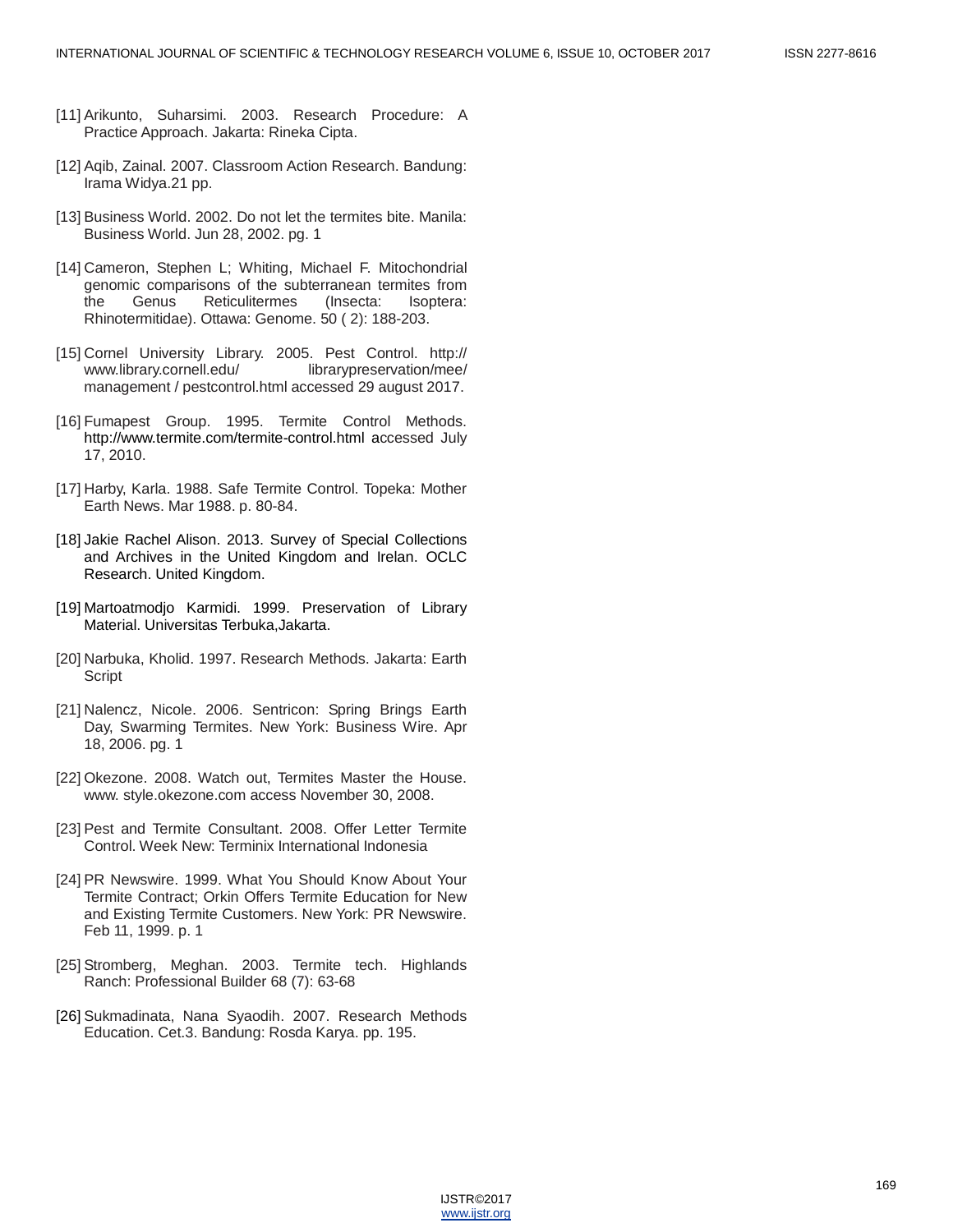[11] Arikunto, Suharsimi. 2003. Research Procedure: A Practice Approach. Jakarta: Rineka Cipta.

[12] Aqib, Zainal. 2007. Classroom Action Research. Bandung: Irama Widya.21 pp.

[13] Business World. 2002. Do not let the termites bite. Manila: Business World. Jun 28, 2002. pg. 1

[14] Cameron, Stephen L; Whiting, Michael F. Mitochondrial genomic comparisons of the subterranean termites from the Genus Reticulitermes (Insecta: Isoptera: Rhinotermitidae). Ottawa: Genome. 50 ( 2): 188-203.

[15] Cornel University Library. 2005. Pest Control. http:// www.library.cornell.edu/ librarypreservation/mee/ management / pestcontrol.html accessed 29 august 2017.

[16] Fumapest Group. 1995. Termite Control Methods. http://www.termite.com/termite-control.html accessed July 17, 2010.

[17] Harby, Karla. 1988. Safe Termite Control. Topeka: Mother Earth News. Mar 1988. p. 80-84.

[18] Jakie Rachel Alison. 2013. Survey of Special Collections and Archives in the United Kingdom and Irelan. OCLC Research. United Kingdom.

[19] Martoatmodjo Karmidi. 1999. Preservation of Library Material. Universitas Terbuka,Jakarta.

[20] Narbuka, Kholid. 1997. Research Methods. Jakarta: Earth Script

[21] Nalencz, Nicole. 2006. Sentricon: Spring Brings Earth Day, Swarming Termites. New York: Business Wire. Apr 18, 2006. pg. 1

[22] Okezone. 2008. Watch out, Termites Master the House. www. style.okezone.com access November 30, 2008.

[23] Pest and Termite Consultant. 2008. Offer Letter Termite Control. Week New: Terminix International Indonesia

[24] PR Newswire. 1999. What You Should Know About Your Termite Contract; Orkin Offers Termite Education for New and Existing Termite Customers. New York: PR Newswire. Feb 11, 1999. p. 1

[25] Stromberg, Meghan. 2003. Termite tech. Highlands Ranch: Professional Builder 68 (7): 63-68

[26] Sukmadinata, Nana Syaodih. 2007. Research Methods Education. Cet.3. Bandung: Rosda Karya. pp. 195.